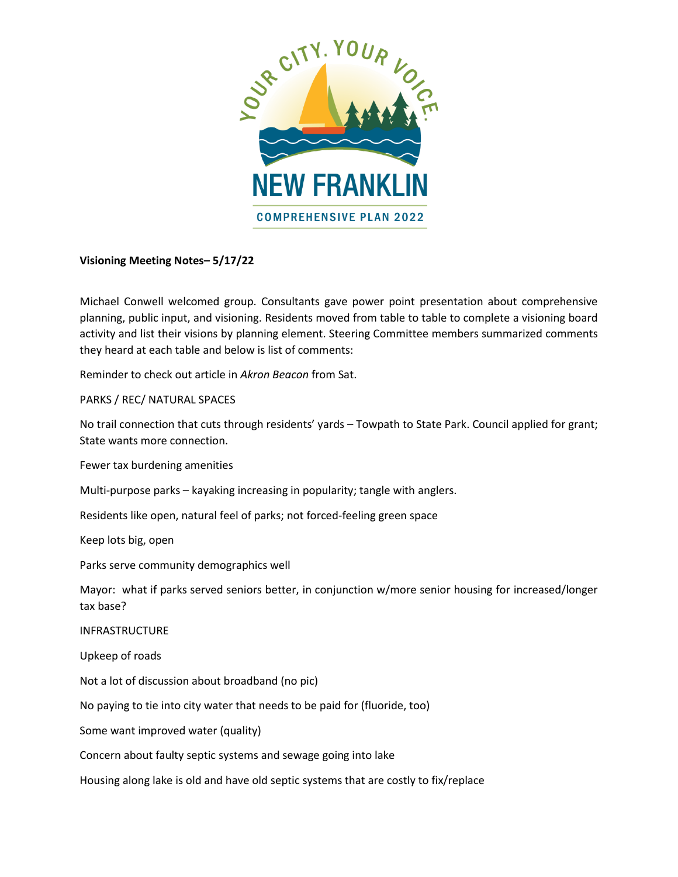YOUR CITY. YOUR VOICE.

NEW FRANKLIN

COMPREHENSIVE PLAN 2022

**Visioning Meeting Notes– 5/17/22**

Michael Conwell welcomed group. Consultants gave power point presentation about comprehensive planning, public input, and visioning. Residents moved from table to table to complete a visioning board activity and list their visions by planning element. Steering Committee members summarized comments they heard at each table and below is list of comments:

Reminder to check out article in *Akron Beacon* from Sat.

PARKS / REC/ NATURAL SPACES

No trail connection that cuts through residents' yards – Towpath to State Park. Council applied for grant; State wants more connection.

Fewer tax burdening amenities

Multi-purpose parks – kayaking increasing in popularity; tangle with anglers.

Residents like open, natural feel of parks; not forced-feeling green space

Keep lots big, open

Parks serve community demographics well

Mayor: what if parks served seniors better, in conjunction w/more senior housing for increased/longer tax base?

INFRASTRUCTURE

Upkeep of roads

Not a lot of discussion about broadband (no pic)

No paying to tie into city water that needs to be paid for (fluoride, too)

Some want improved water (quality)

Concern about faulty septic systems and sewage going into lake

Housing along lake is old and have old septic systems that are costly to fix/replace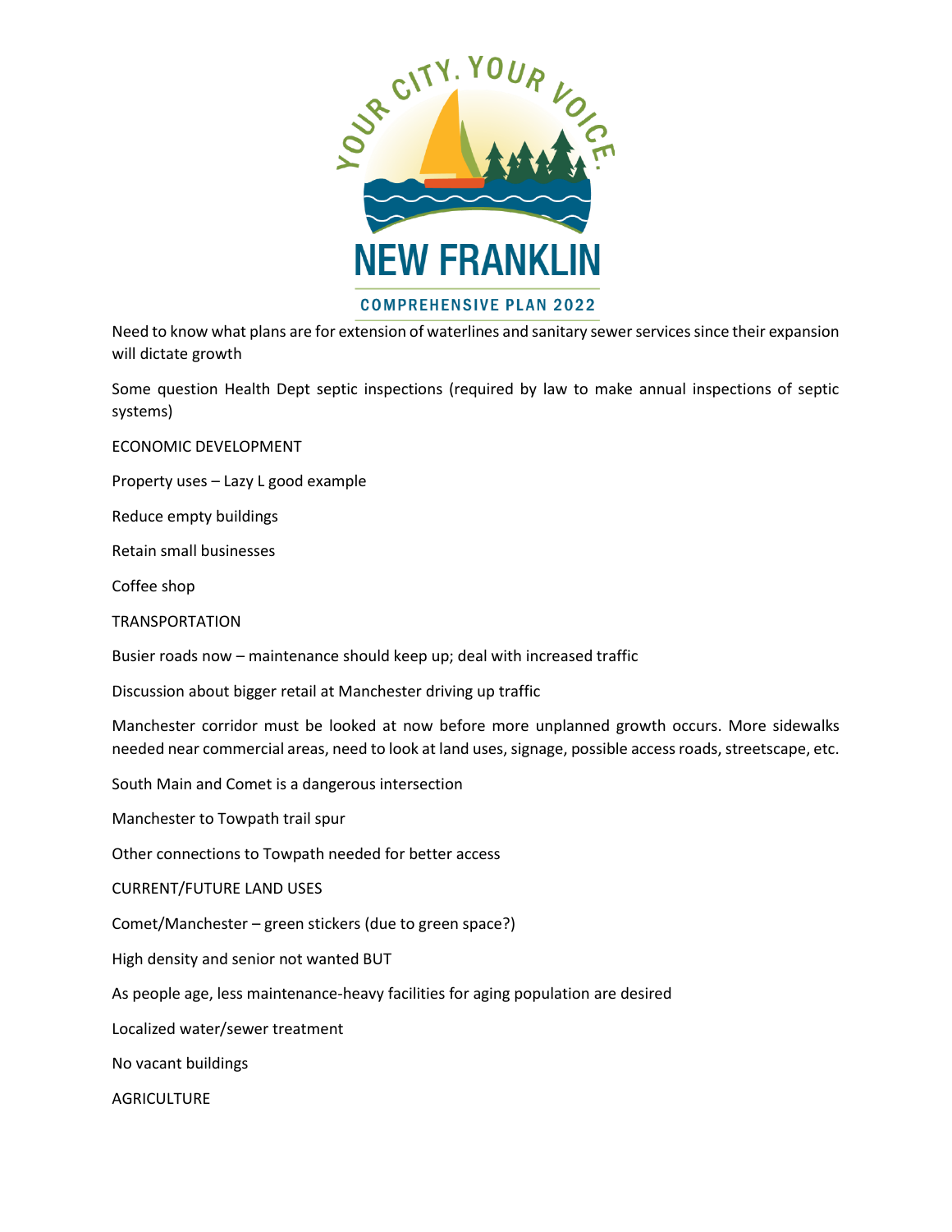Need to know what plans are for extension of waterlines and sanitary sewer services since their expansion will dictate growth

Some question Health Dept septic inspections (required by law to make annual inspections of septic systems)

## ECONOMIC DEVELOPMENT

Property uses – Lazy L good example

Reduce empty buildings

Retain small businesses

Coffee shop

## TRANSPORTATION

Busier roads now – maintenance should keep up; deal with increased traffic

Discussion about bigger retail at Manchester driving up traffic

Manchester corridor must be looked at now before more unplanned growth occurs. More sidewalks needed near commercial areas, need to look at land uses, signage, possible access roads, streetscape, etc.

South Main and Comet is a dangerous intersection

Manchester to Towpath trail spur

Other connections to Towpath needed for better access

## CURRENT/FUTURE LAND USES

Comet/Manchester – green stickers (due to green space?)

High density and senior not wanted BUT

As people age, less maintenance-heavy facilities for aging population are desired

Localized water/sewer treatment

No vacant buildings

## AGRICULTURE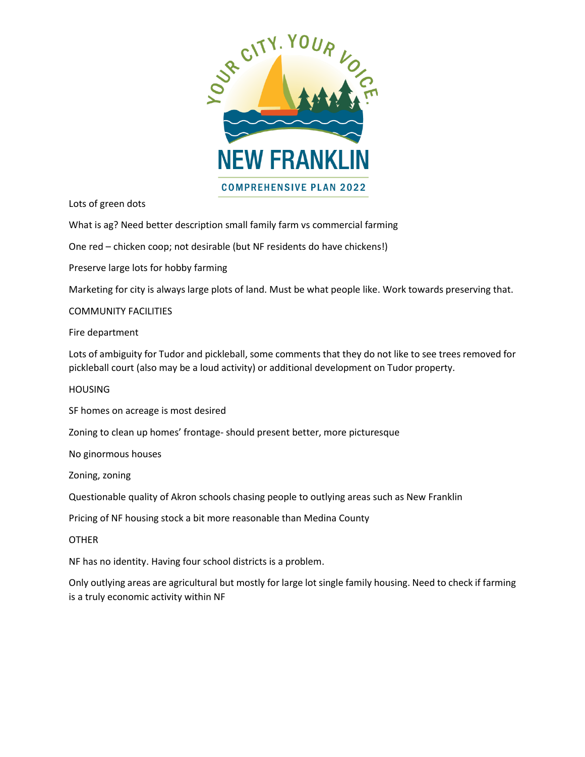Lots of green dots

What is ag? Need better description small family farm vs commercial farming

One red – chicken coop; not desirable (but NF residents do have chickens!)

Preserve large lots for hobby farming

Marketing for city is always large plots of land. Must be what people like. Work towards preserving that.

COMMUNITY FACILITIES

Fire department

Lots of ambiguity for Tudor and pickleball, some comments that they do not like to see trees removed for pickleball court (also may be a loud activity) or additional development on Tudor property.

HOUSING

SF homes on acreage is most desired

Zoning to clean up homes' frontage- should present better, more picturesque

No ginormous houses

Zoning, zoning

Questionable quality of Akron schools chasing people to outlying areas such as New Franklin

Pricing of NF housing stock a bit more reasonable than Medina County

OTHER

NF has no identity. Having four school districts is a problem.

Only outlying areas are agricultural but mostly for large lot single family housing. Need to check if farming is a truly economic activity within NF